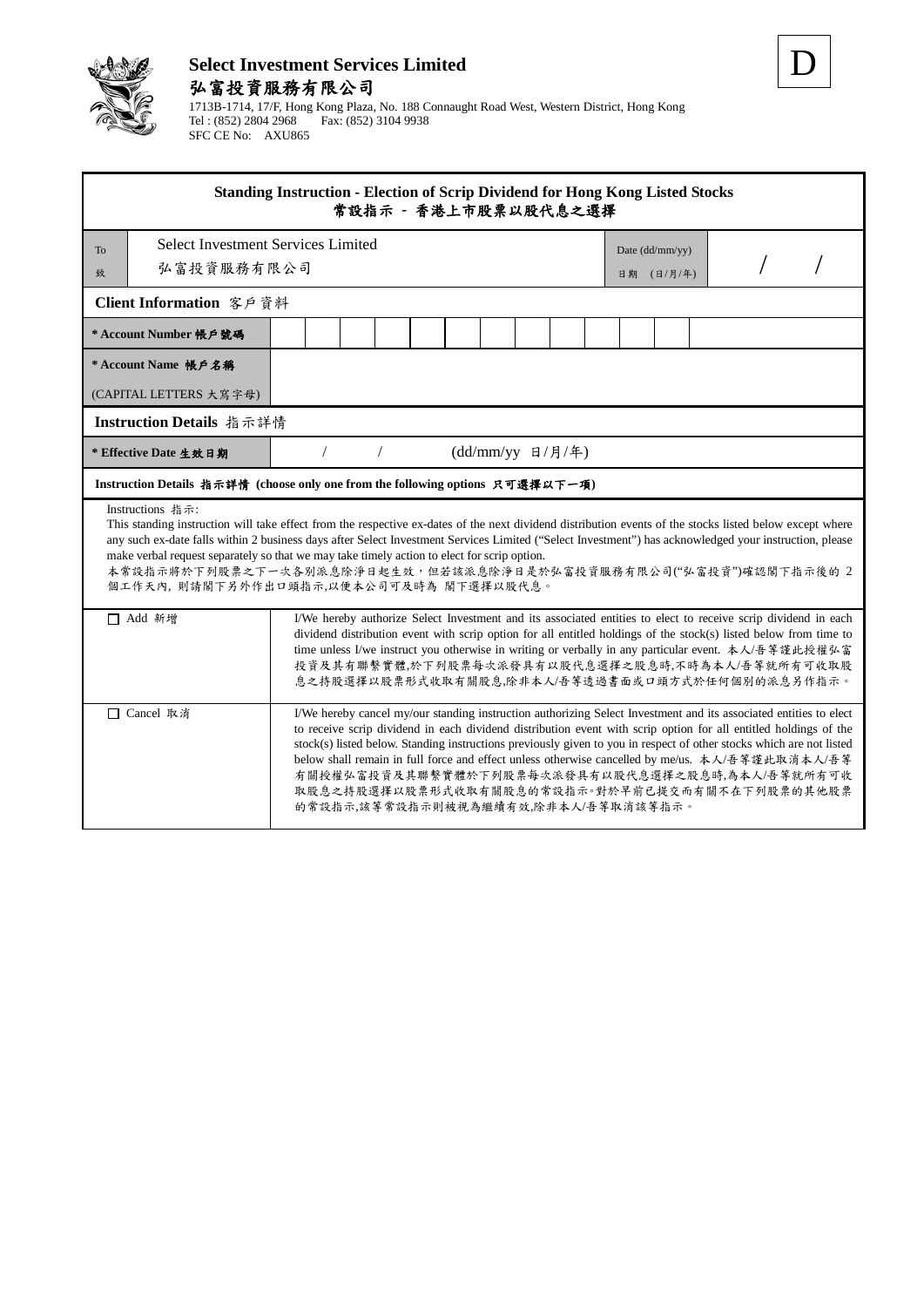**Select Investment Services Limited**
**弘富投資服務有限公司**
1713B-1714, 17/F, Hong Kong Plaza, No. 188 Connaught Road West, Western District, Hong Kong
Tel : (852) 2804 2968 Fax: (852) 3104 9938
SFC CE No: AXU865

D

## Standing Instruction - Election of Scrip Dividend for Hong Kong Listed Stocks
## 常設指示 - 香港上市股票以股代息之選擇

| To 致 | Select Investment Services Limited 弘富投資服務有限公司 | Date (dd/mm/yy) 日期 (日/月/年) | / / |
|---|---|---|---|

**Client Information 客戶資料**

| | |
|---|---|
| * Account Number 帳戶號碼 | |
| * Account Name 帳戶名稱 (CAPITAL LETTERS 大寫字母) | |

**Instruction Details 指示詳情**

| | |
|---|---|
| * Effective Date 生效日期 | / / (dd/mm/yy 日/月/年) |

**Instruction Details 指示詳情 (choose only one from the following options 只可選擇以下一項)**

Instructions 指示:
This standing instruction will take effect from the respective ex-dates of the next dividend distribution events of the stocks listed below except where any such ex-date falls within 2 business days after Select Investment Services Limited ("Select Investment") has acknowledged your instruction, please make verbal request separately so that we may take timely action to elect for scrip option.
本常設指示將於下列股票之下一次各別派息除淨日起生效，但若該派息除淨日是於弘富投資服務有限公司("弘富投資")確認閣下指示後的 2 個工作天內, 則請閣下另外作出口頭指示,以便本公司可及時為 閣下選擇以股代息。

| | |
|---|---|
| ☐ Add 新增 | I/We hereby authorize Select Investment and its associated entities to elect to receive scrip dividend in each dividend distribution event with scrip option for all entitled holdings of the stock(s) listed below from time to time unless I/we instruct you otherwise in writing or verbally in any particular event. 本人/吾等謹此授權弘富投資及其聯繫實體,於下列股票每次派發具有以股代息選擇之股息時,不時為本人/吾等就所有可收取股息之持股選擇以股票形式收取有關股息,除非本人/吾等透過書面或口頭方式於任何個別的派息另作指示。 |
| ☐ Cancel 取消 | I/We hereby cancel my/our standing instruction authorizing Select Investment and its associated entities to elect to receive scrip dividend in each dividend distribution event with scrip option for all entitled holdings of the stock(s) listed below. Standing instructions previously given to you in respect of other stocks which are not listed below shall remain in full force and effect unless otherwise cancelled by me/us. 本人/吾等謹此取消本人/吾等有關授權弘富投資及其聯繫實體於下列股票每次派發具有以股代息選擇之股息時,為本人/吾等就所有可收取股息之持股選擇以股票形式收取有關股息的常設指示。對於早前已提交而有關不在下列股票的其他股票的常設指示,該等常設指示則被視為繼續有效,除非本人/吾等取消該等指示。 |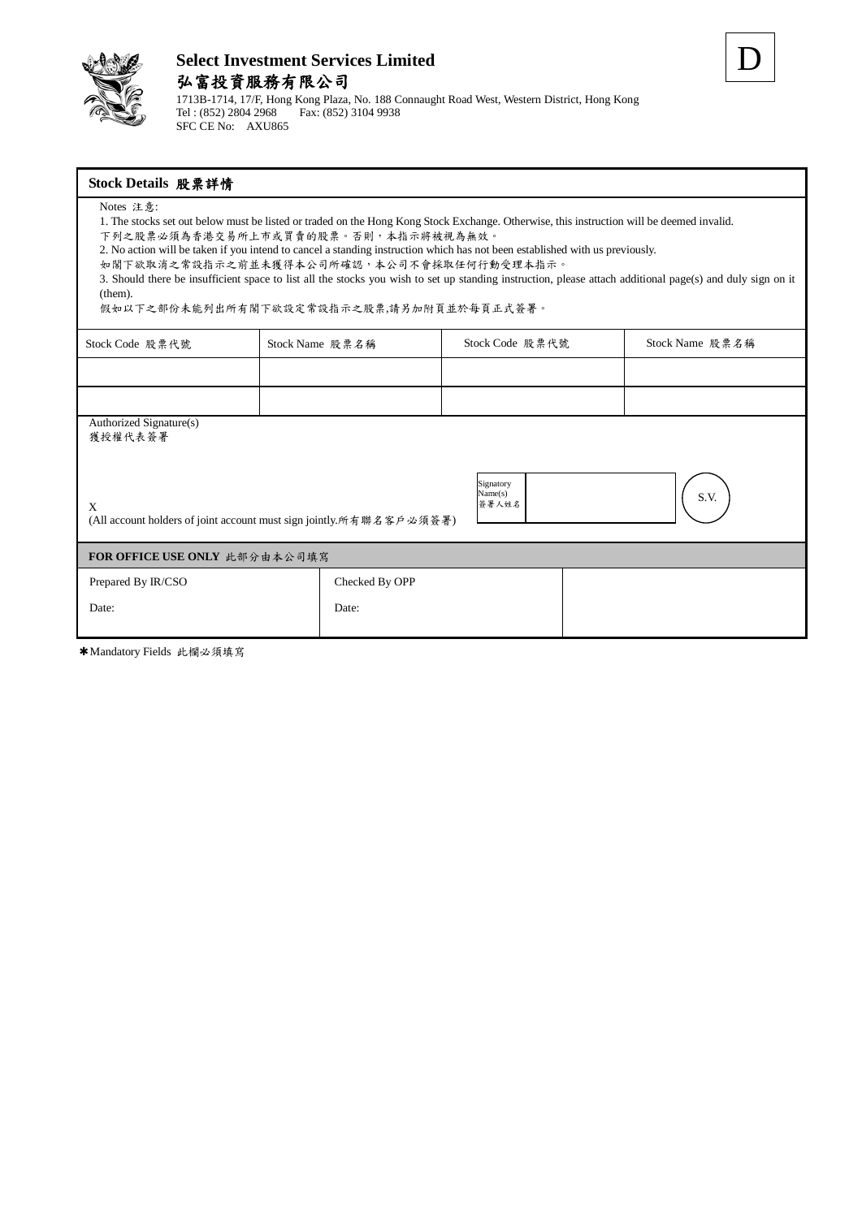**Select Investment Services Limited**

**弘富投資服務有限公司**

1713B-1714, 17/F, Hong Kong Plaza, No. 188 Connaught Road West, Western District, Hong Kong
Tel : (852) 2804 2968 Fax: (852) 3104 9938
SFC CE No: AXU865

D

## Stock Details 股票詳情

Notes 注意:

1. The stocks set out below must be listed or traded on the Hong Kong Stock Exchange. Otherwise, this instruction will be deemed invalid.
下列之股票必須為香港交易所上市或買賣的股票。否則，本指示將被視為無效。
2. No action will be taken if you intend to cancel a standing instruction which has not been established with us previously.
如閣下欲取消之常設指示之前並未獲得本公司所確認，本公司不會採取任何行動受理本指示。
3. Should there be insufficient space to list all the stocks you wish to set up standing instruction, please attach additional page(s) and duly sign on it (them).
假如以下之部份未能列出所有閣下欲設定常設指示之股票,請另加附頁並於每頁正式簽署。

| Stock Code 股票代號 | Stock Name 股票名稱 | Stock Code 股票代號 | Stock Name 股票名稱 |
| --- | --- | --- | --- |
| | | | |
| | | | |

Authorized Signature(s)
獲授權代表簽署

X
(All account holders of joint account must sign jointly.所有聯名客戶必須簽署)

Signatory Name(s) 簽署人姓名

S.V.

**FOR OFFICE USE ONLY 此部分由本公司填寫**

| Prepared By IR/CSO | Checked By OPP | |
| --- | --- | --- |
| Date: | Date: | |

✱Mandatory Fields 此欄必須填寫